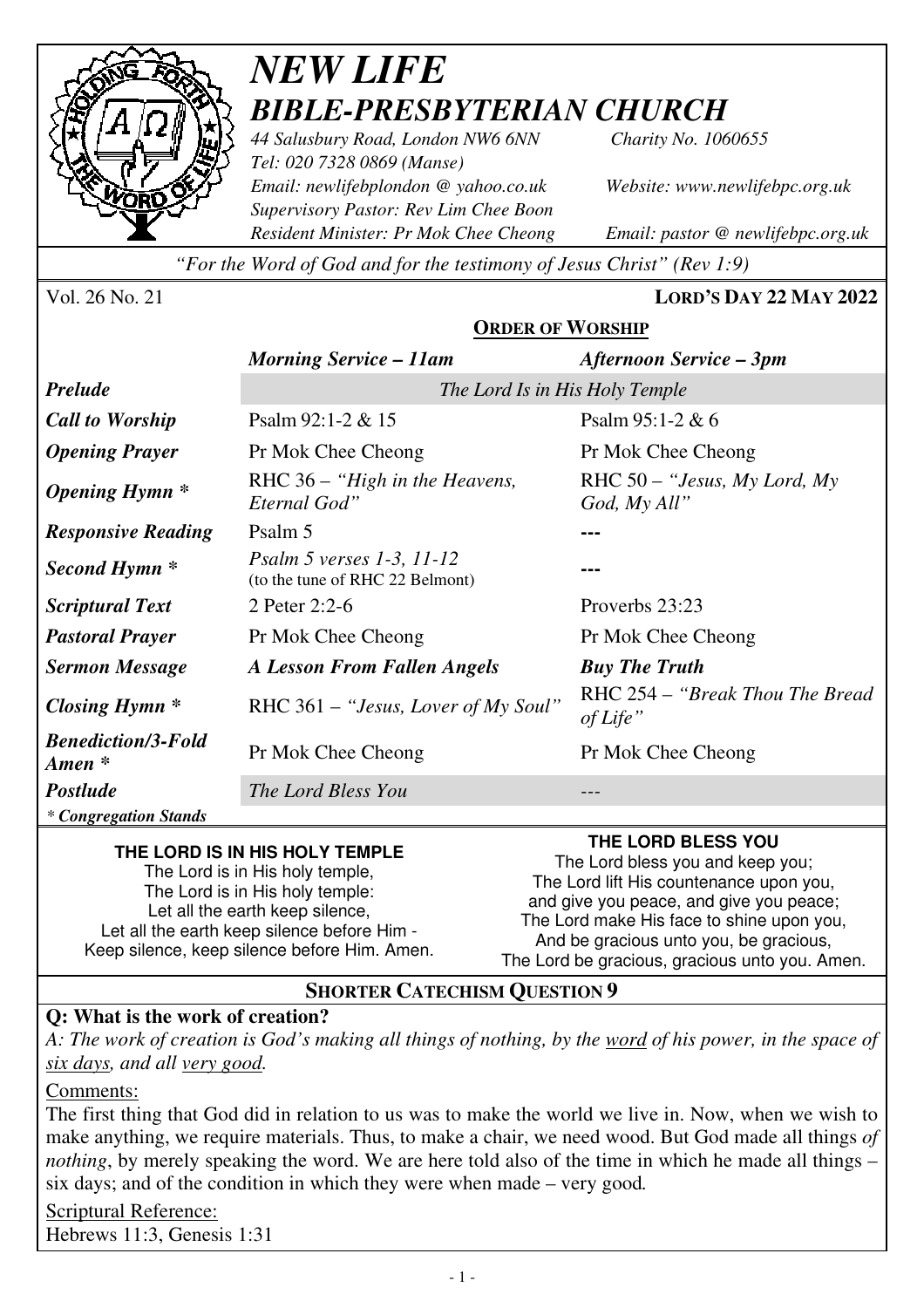# *NEW LIFE*
## *BIBLE-PRESBYTERIAN CHURCH*

*44 Salusbury Road, London NW6 6NN* *Charity No. 1060655*
*Tel: 020 7328 0869 (Manse)*
*Email: newlifebplondon @ yahoo.co.uk* *Website: www.newlifebpc.org.uk*
*Supervisory Pastor: Rev Lim Chee Boon*
*Resident Minister: Pr Mok Chee Cheong* *Email: pastor @ newlifebpc.org.uk*

*"For the Word of God and for the testimony of Jesus Christ" (Rev 1:9)*

Vol. 26 No. 21 **LORD'S DAY 22 MAY 2022**

### ORDER OF WORSHIP

| | *Morning Service – 11am* | *Afternoon Service – 3pm* |
|---|---|---|
| ***Prelude*** | *The Lord Is in His Holy Temple* | |
| ***Call to Worship*** | Psalm 92:1-2 & 15 | Psalm 95:1-2 & 6 |
| ***Opening Prayer*** | Pr Mok Chee Cheong | Pr Mok Chee Cheong |
| ***Opening Hymn \**** | RHC 36 – *"High in the Heavens, Eternal God"* | RHC 50 – *"Jesus, My Lord, My God, My All"* |
| ***Responsive Reading*** | Psalm 5 | --- |
| ***Second Hymn \**** | *Psalm 5 verses 1-3, 11-12* (to the tune of RHC 22 Belmont) | --- |
| ***Scriptural Text*** | 2 Peter 2:2-6 | Proverbs 23:23 |
| ***Pastoral Prayer*** | Pr Mok Chee Cheong | Pr Mok Chee Cheong |
| ***Sermon Message*** | ***A Lesson From Fallen Angels*** | ***Buy The Truth*** |
| ***Closing Hymn \**** | RHC 361 – *"Jesus, Lover of My Soul"* | RHC 254 – *"Break Thou The Bread of Life"* |
| ***Benediction/3-Fold Amen \**** | Pr Mok Chee Cheong | Pr Mok Chee Cheong |
| ***Postlude*** | *The Lord Bless You* | --- |

*\* Congregation Stands*

**THE LORD IS IN HIS HOLY TEMPLE**
The Lord is in His holy temple,
The Lord is in His holy temple:
Let all the earth keep silence,
Let all the earth keep silence before Him -
Keep silence, keep silence before Him. Amen.

**THE LORD BLESS YOU**
The Lord bless you and keep you;
The Lord lift His countenance upon you,
and give you peace, and give you peace;
The Lord make His face to shine upon you,
And be gracious unto you, be gracious,
The Lord be gracious, gracious unto you. Amen.

### SHORTER CATECHISM QUESTION 9

**Q: What is the work of creation?**
*A: The work of creation is God's making all things of nothing, by the word of his power, in the space of six days, and all very good.*

Comments:
The first thing that God did in relation to us was to make the world we live in. Now, when we wish to make anything, we require materials. Thus, to make a chair, we need wood. But God made all things *of nothing*, by merely speaking the word. We are here told also of the time in which he made all things – six days; and of the condition in which they were when made – very good.

Scriptural Reference:
Hebrews 11:3, Genesis 1:31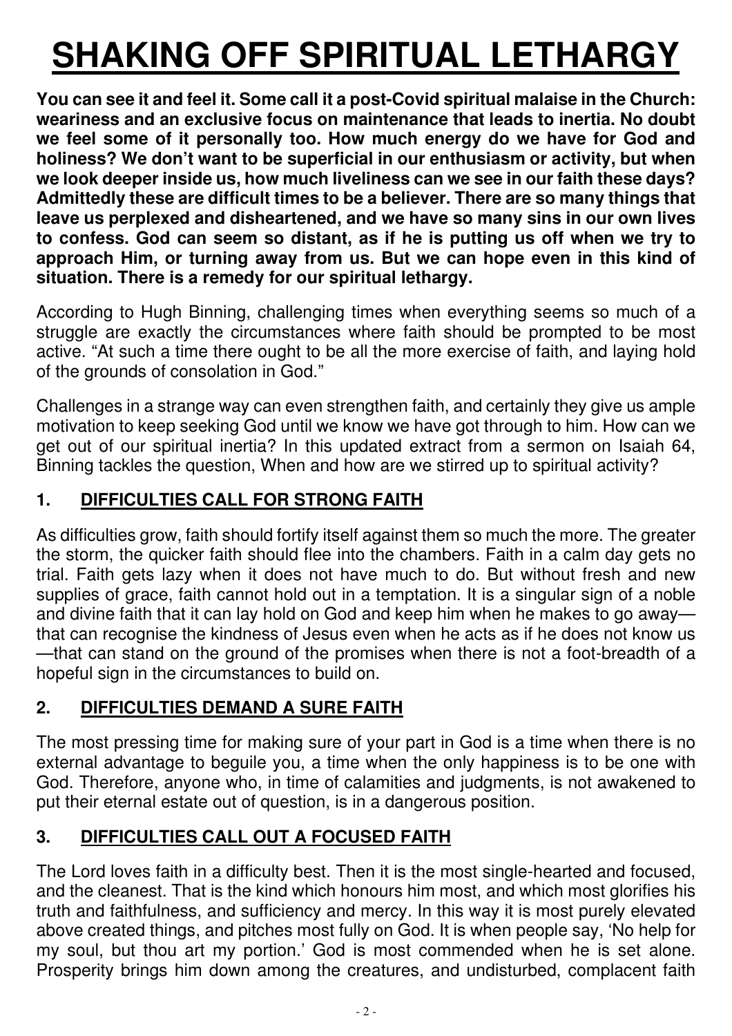# SHAKING OFF SPIRITUAL LETHARGY

**You can see it and feel it. Some call it a post-Covid spiritual malaise in the Church: weariness and an exclusive focus on maintenance that leads to inertia. No doubt we feel some of it personally too. How much energy do we have for God and holiness? We don't want to be superficial in our enthusiasm or activity, but when we look deeper inside us, how much liveliness can we see in our faith these days? Admittedly these are difficult times to be a believer. There are so many things that leave us perplexed and disheartened, and we have so many sins in our own lives to confess. God can seem so distant, as if he is putting us off when we try to approach Him, or turning away from us. But we can hope even in this kind of situation. There is a remedy for our spiritual lethargy.**

According to Hugh Binning, challenging times when everything seems so much of a struggle are exactly the circumstances where faith should be prompted to be most active. "At such a time there ought to be all the more exercise of faith, and laying hold of the grounds of consolation in God."

Challenges in a strange way can even strengthen faith, and certainly they give us ample motivation to keep seeking God until we know we have got through to him. How can we get out of our spiritual inertia? In this updated extract from a sermon on Isaiah 64, Binning tackles the question, When and how are we stirred up to spiritual activity?

## 1. DIFFICULTIES CALL FOR STRONG FAITH

As difficulties grow, faith should fortify itself against them so much the more. The greater the storm, the quicker faith should flee into the chambers. Faith in a calm day gets no trial. Faith gets lazy when it does not have much to do. But without fresh and new supplies of grace, faith cannot hold out in a temptation. It is a singular sign of a noble and divine faith that it can lay hold on God and keep him when he makes to go away—that can recognise the kindness of Jesus even when he acts as if he does not know us—that can stand on the ground of the promises when there is not a foot-breadth of a hopeful sign in the circumstances to build on.

## 2. DIFFICULTIES DEMAND A SURE FAITH

The most pressing time for making sure of your part in God is a time when there is no external advantage to beguile you, a time when the only happiness is to be one with God. Therefore, anyone who, in time of calamities and judgments, is not awakened to put their eternal estate out of question, is in a dangerous position.

## 3. DIFFICULTIES CALL OUT A FOCUSED FAITH

The Lord loves faith in a difficulty best. Then it is the most single-hearted and focused, and the cleanest. That is the kind which honours him most, and which most glorifies his truth and faithfulness, and sufficiency and mercy. In this way it is most purely elevated above created things, and pitches most fully on God. It is when people say, 'No help for my soul, but thou art my portion.' God is most commended when he is set alone. Prosperity brings him down among the creatures, and undisturbed, complacent faith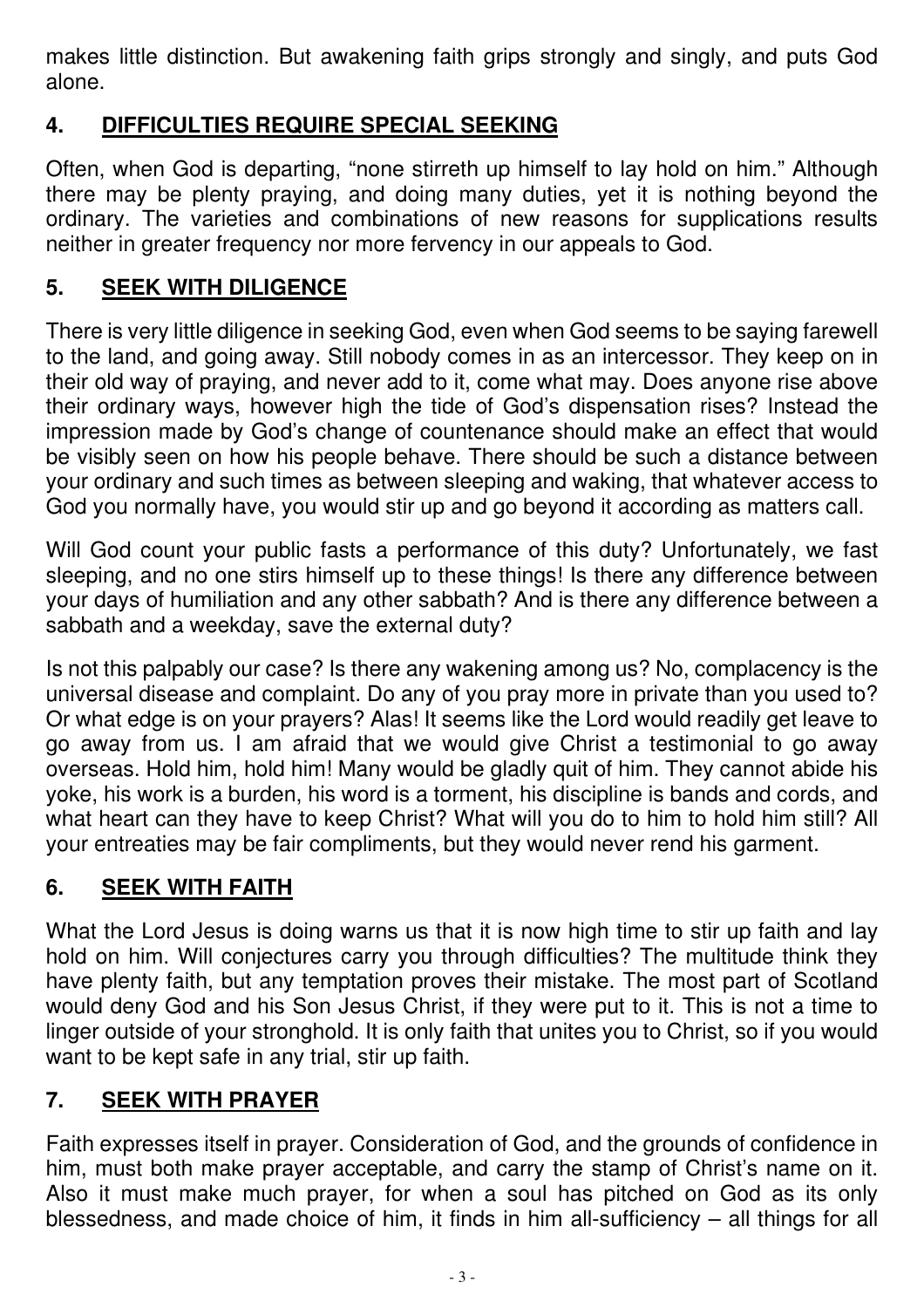makes little distinction. But awakening faith grips strongly and singly, and puts God alone.

## 4. DIFFICULTIES REQUIRE SPECIAL SEEKING

Often, when God is departing, "none stirreth up himself to lay hold on him." Although there may be plenty praying, and doing many duties, yet it is nothing beyond the ordinary. The varieties and combinations of new reasons for supplications results neither in greater frequency nor more fervency in our appeals to God.

## 5. SEEK WITH DILIGENCE

There is very little diligence in seeking God, even when God seems to be saying farewell to the land, and going away. Still nobody comes in as an intercessor. They keep on in their old way of praying, and never add to it, come what may. Does anyone rise above their ordinary ways, however high the tide of God's dispensation rises? Instead the impression made by God's change of countenance should make an effect that would be visibly seen on how his people behave. There should be such a distance between your ordinary and such times as between sleeping and waking, that whatever access to God you normally have, you would stir up and go beyond it according as matters call.

Will God count your public fasts a performance of this duty? Unfortunately, we fast sleeping, and no one stirs himself up to these things! Is there any difference between your days of humiliation and any other sabbath? And is there any difference between a sabbath and a weekday, save the external duty?

Is not this palpably our case? Is there any wakening among us? No, complacency is the universal disease and complaint. Do any of you pray more in private than you used to? Or what edge is on your prayers? Alas! It seems like the Lord would readily get leave to go away from us. I am afraid that we would give Christ a testimonial to go away overseas. Hold him, hold him! Many would be gladly quit of him. They cannot abide his yoke, his work is a burden, his word is a torment, his discipline is bands and cords, and what heart can they have to keep Christ? What will you do to him to hold him still? All your entreaties may be fair compliments, but they would never rend his garment.

## 6. SEEK WITH FAITH

What the Lord Jesus is doing warns us that it is now high time to stir up faith and lay hold on him. Will conjectures carry you through difficulties? The multitude think they have plenty faith, but any temptation proves their mistake. The most part of Scotland would deny God and his Son Jesus Christ, if they were put to it. This is not a time to linger outside of your stronghold. It is only faith that unites you to Christ, so if you would want to be kept safe in any trial, stir up faith.

## 7. SEEK WITH PRAYER

Faith expresses itself in prayer. Consideration of God, and the grounds of confidence in him, must both make prayer acceptable, and carry the stamp of Christ's name on it. Also it must make much prayer, for when a soul has pitched on God as its only blessedness, and made choice of him, it finds in him all-sufficiency – all things for all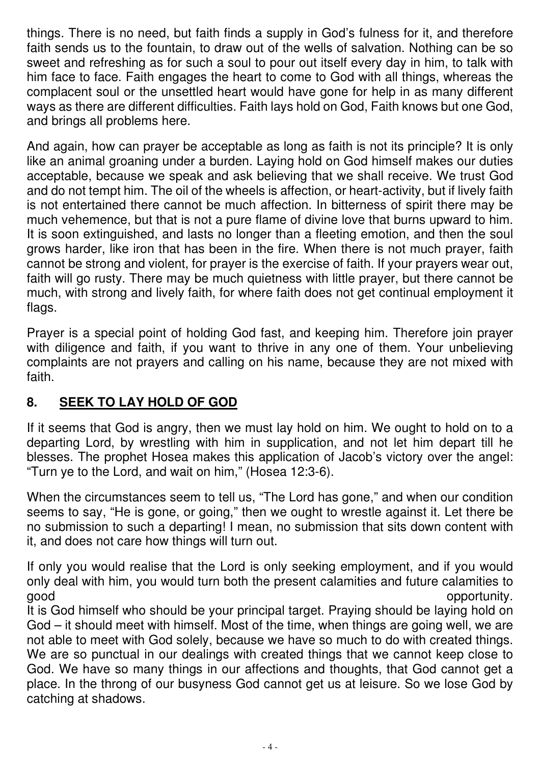things. There is no need, but faith finds a supply in God's fulness for it, and therefore faith sends us to the fountain, to draw out of the wells of salvation. Nothing can be so sweet and refreshing as for such a soul to pour out itself every day in him, to talk with him face to face. Faith engages the heart to come to God with all things, whereas the complacent soul or the unsettled heart would have gone for help in as many different ways as there are different difficulties. Faith lays hold on God, Faith knows but one God, and brings all problems here.

And again, how can prayer be acceptable as long as faith is not its principle? It is only like an animal groaning under a burden. Laying hold on God himself makes our duties acceptable, because we speak and ask believing that we shall receive. We trust God and do not tempt him. The oil of the wheels is affection, or heart-activity, but if lively faith is not entertained there cannot be much affection. In bitterness of spirit there may be much vehemence, but that is not a pure flame of divine love that burns upward to him. It is soon extinguished, and lasts no longer than a fleeting emotion, and then the soul grows harder, like iron that has been in the fire. When there is not much prayer, faith cannot be strong and violent, for prayer is the exercise of faith. If your prayers wear out, faith will go rusty. There may be much quietness with little prayer, but there cannot be much, with strong and lively faith, for where faith does not get continual employment it flags.

Prayer is a special point of holding God fast, and keeping him. Therefore join prayer with diligence and faith, if you want to thrive in any one of them. Your unbelieving complaints are not prayers and calling on his name, because they are not mixed with faith.

## 8. SEEK TO LAY HOLD OF GOD

If it seems that God is angry, then we must lay hold on him. We ought to hold on to a departing Lord, by wrestling with him in supplication, and not let him depart till he blesses. The prophet Hosea makes this application of Jacob's victory over the angel: "Turn ye to the Lord, and wait on him," (Hosea 12:3-6).

When the circumstances seem to tell us, "The Lord has gone," and when our condition seems to say, "He is gone, or going," then we ought to wrestle against it. Let there be no submission to such a departing! I mean, no submission that sits down content with it, and does not care how things will turn out.

If only you would realise that the Lord is only seeking employment, and if you would only deal with him, you would turn both the present calamities and future calamities to good opportunity.

It is God himself who should be your principal target. Praying should be laying hold on God – it should meet with himself. Most of the time, when things are going well, we are not able to meet with God solely, because we have so much to do with created things. We are so punctual in our dealings with created things that we cannot keep close to God. We have so many things in our affections and thoughts, that God cannot get a place. In the throng of our busyness God cannot get us at leisure. So we lose God by catching at shadows.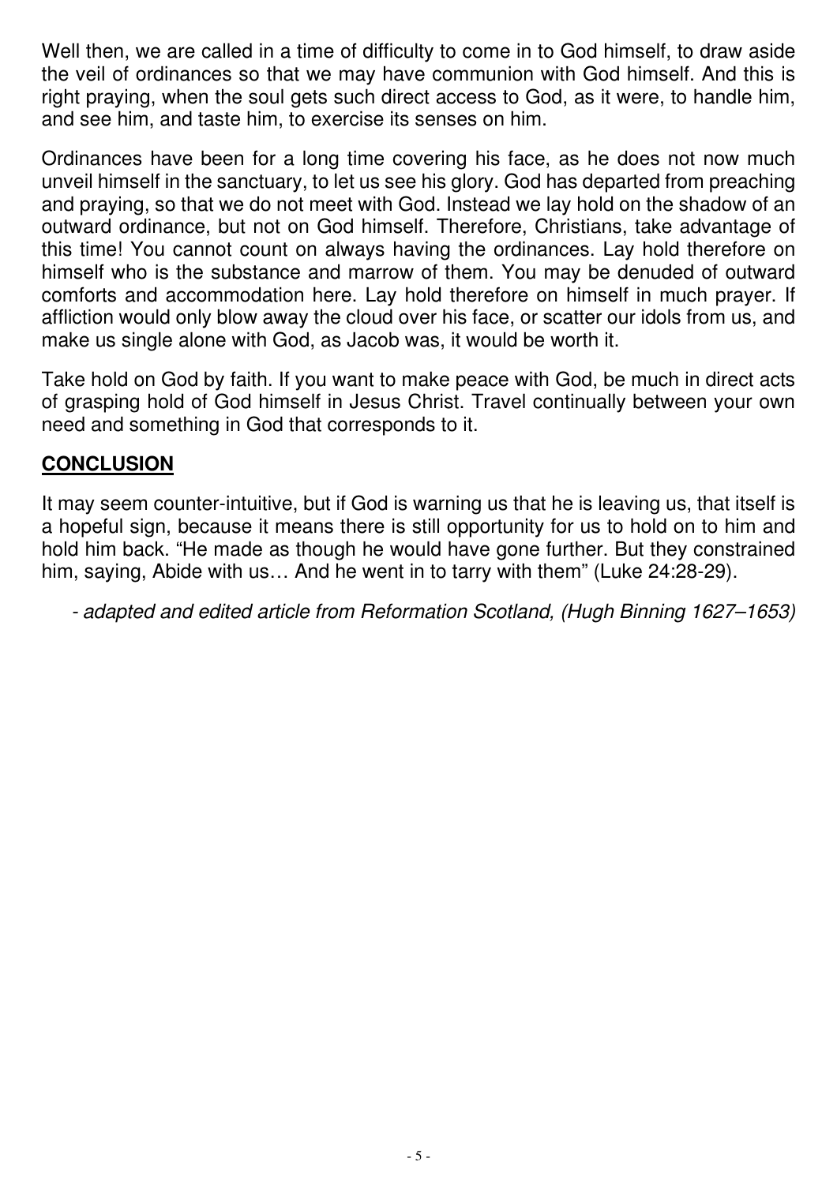Well then, we are called in a time of difficulty to come in to God himself, to draw aside the veil of ordinances so that we may have communion with God himself. And this is right praying, when the soul gets such direct access to God, as it were, to handle him, and see him, and taste him, to exercise its senses on him.

Ordinances have been for a long time covering his face, as he does not now much unveil himself in the sanctuary, to let us see his glory. God has departed from preaching and praying, so that we do not meet with God. Instead we lay hold on the shadow of an outward ordinance, but not on God himself. Therefore, Christians, take advantage of this time! You cannot count on always having the ordinances. Lay hold therefore on himself who is the substance and marrow of them. You may be denuded of outward comforts and accommodation here. Lay hold therefore on himself in much prayer. If affliction would only blow away the cloud over his face, or scatter our idols from us, and make us single alone with God, as Jacob was, it would be worth it.

Take hold on God by faith. If you want to make peace with God, be much in direct acts of grasping hold of God himself in Jesus Christ. Travel continually between your own need and something in God that corresponds to it.

## CONCLUSION

It may seem counter-intuitive, but if God is warning us that he is leaving us, that itself is a hopeful sign, because it means there is still opportunity for us to hold on to him and hold him back. "He made as though he would have gone further. But they constrained him, saying, Abide with us… And he went in to tarry with them" (Luke 24:28-29).

*- adapted and edited article from Reformation Scotland, (Hugh Binning 1627–1653)*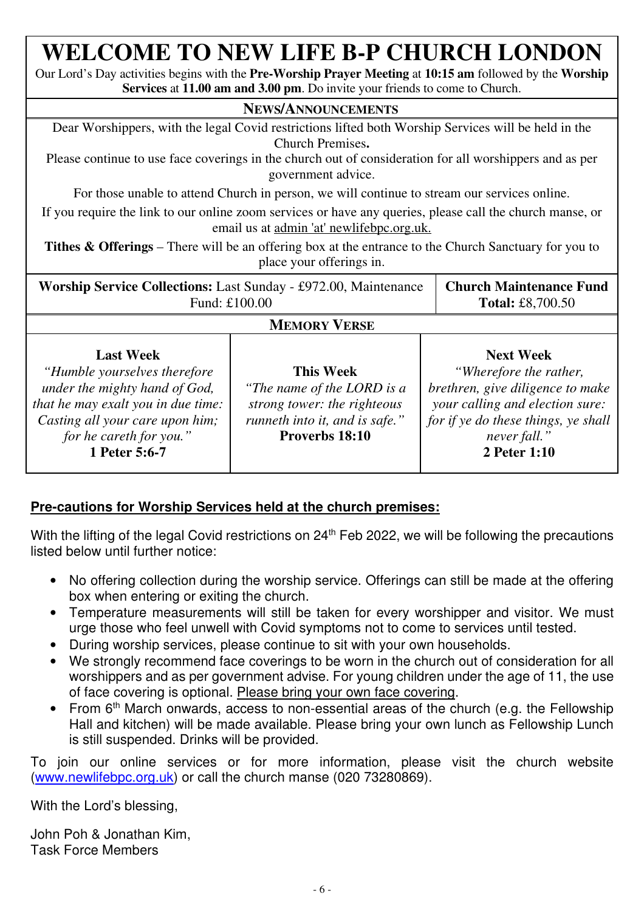# WELCOME TO NEW LIFE B-P CHURCH LONDON

Our Lord's Day activities begins with the **Pre-Worship Prayer Meeting** at **10:15 am** followed by the **Worship Services** at **11.00 am and 3.00 pm**. Do invite your friends to come to Church.

## NEWS/ANNOUNCEMENTS

Dear Worshippers, with the legal Covid restrictions lifted both Worship Services will be held in the Church Premises**.**

Please continue to use face coverings in the church out of consideration for all worshippers and as per government advice.

For those unable to attend Church in person, we will continue to stream our services online.

If you require the link to our online zoom services or have any queries, please call the church manse, or email us at admin 'at' newlifebpc.org.uk.

**Tithes & Offerings** – There will be an offering box at the entrance to the Church Sanctuary for you to place your offerings in.

| | |
|---|---|
| **Worship Service Collections:** Last Sunday - £972.00, Maintenance Fund: £100.00 | **Church Maintenance Fund Total:** £8,700.50 |

## MEMORY VERSE

| Last Week | This Week | Next Week |
|---|---|---|
| *"Humble yourselves therefore under the mighty hand of God, that he may exalt you in due time: Casting all your care upon him; for he careth for you."* **1 Peter 5:6-7** | *"The name of the LORD is a strong tower: the righteous runneth into it, and is safe."* **Proverbs 18:10** | *"Wherefore the rather, brethren, give diligence to make your calling and election sure: for if ye do these things, ye shall never fall."* **2 Peter 1:10** |

**Pre-cautions for Worship Services held at the church premises:**

With the lifting of the legal Covid restrictions on 24th Feb 2022, we will be following the precautions listed below until further notice:

- No offering collection during the worship service. Offerings can still be made at the offering box when entering or exiting the church.
- Temperature measurements will still be taken for every worshipper and visitor. We must urge those who feel unwell with Covid symptoms not to come to services until tested.
- During worship services, please continue to sit with your own households.
- We strongly recommend face coverings to be worn in the church out of consideration for all worshippers and as per government advise. For young children under the age of 11, the use of face covering is optional. Please bring your own face covering.
- From 6th March onwards, access to non-essential areas of the church (e.g. the Fellowship Hall and kitchen) will be made available. Please bring your own lunch as Fellowship Lunch is still suspended. Drinks will be provided.

To join our online services or for more information, please visit the church website (www.newlifebpc.org.uk) or call the church manse (020 73280869).

With the Lord's blessing,

John Poh & Jonathan Kim,
Task Force Members